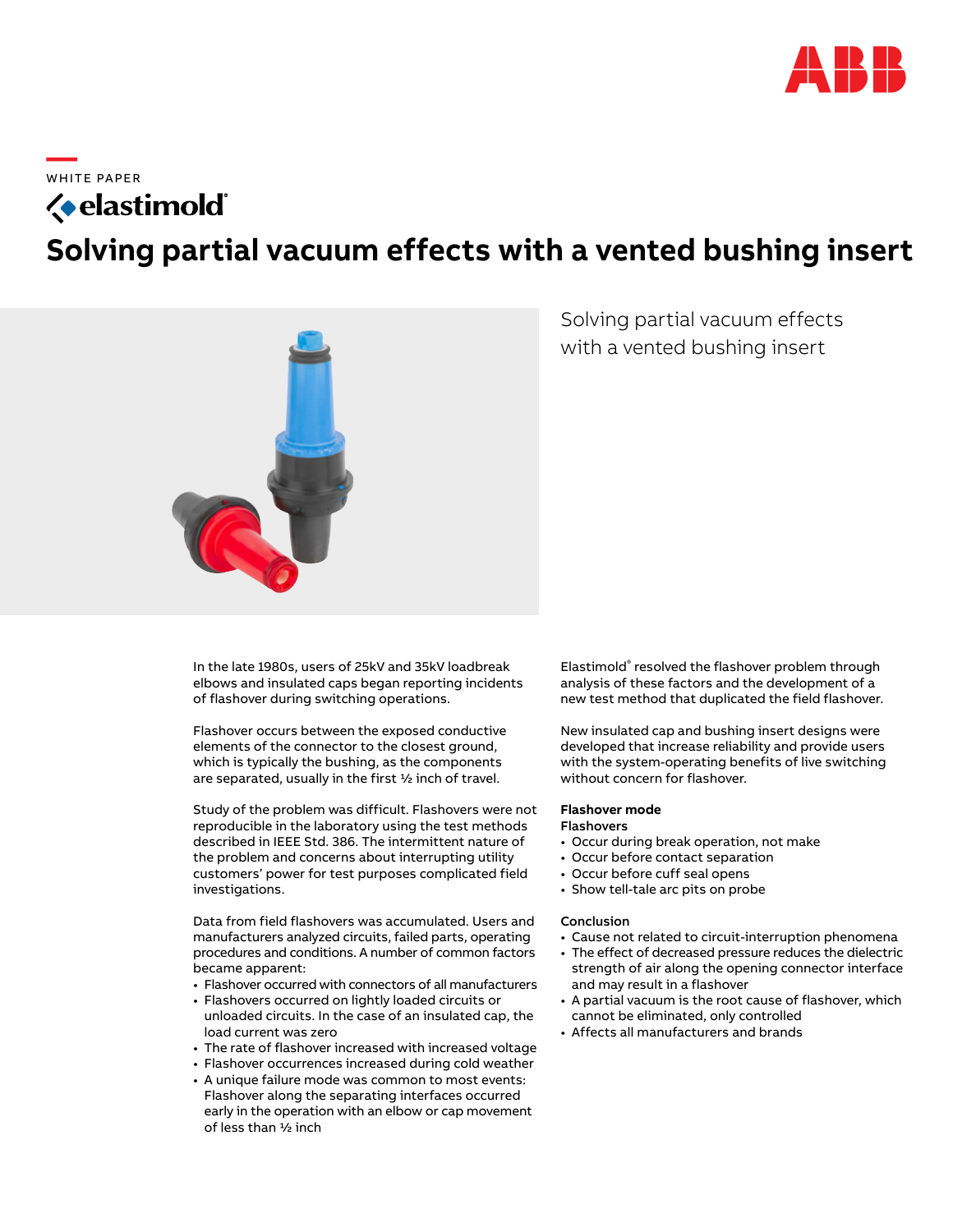WHITE PAPER

elastimold®

# Solving partial vacuum effects with a vented bushing insert

Solving partial vacuum effects with a vented bushing insert

In the late 1980s, users of 25kV and 35kV loadbreak elbows and insulated caps began reporting incidents of flashover during switching operations.

Flashover occurs between the exposed conductive elements of the connector to the closest ground, which is typically the bushing, as the components are separated, usually in the first ½ inch of travel.

Study of the problem was difficult. Flashovers were not reproducible in the laboratory using the test methods described in IEEE Std. 386. The intermittent nature of the problem and concerns about interrupting utility customers' power for test purposes complicated field investigations.

Data from field flashovers was accumulated. Users and manufacturers analyzed circuits, failed parts, operating procedures and conditions. A number of common factors became apparent:

- Flashover occurred with connectors of all manufacturers
- Flashovers occurred on lightly loaded circuits or unloaded circuits. In the case of an insulated cap, the load current was zero
- The rate of flashover increased with increased voltage
- Flashover occurrences increased during cold weather
- A unique failure mode was common to most events: Flashover along the separating interfaces occurred early in the operation with an elbow or cap movement of less than ½ inch

Elastimold® resolved the flashover problem through analysis of these factors and the development of a new test method that duplicated the field flashover.

New insulated cap and bushing insert designs were developed that increase reliability and provide users with the system-operating benefits of live switching without concern for flashover.

**Flashover mode**

**Flashovers**

- Occur during break operation, not make
- Occur before contact separation
- Occur before cuff seal opens
- Show tell-tale arc pits on probe

**Conclusion**

- Cause not related to circuit-interruption phenomena
- The effect of decreased pressure reduces the dielectric strength of air along the opening connector interface and may result in a flashover
- A partial vacuum is the root cause of flashover, which cannot be eliminated, only controlled
- Affects all manufacturers and brands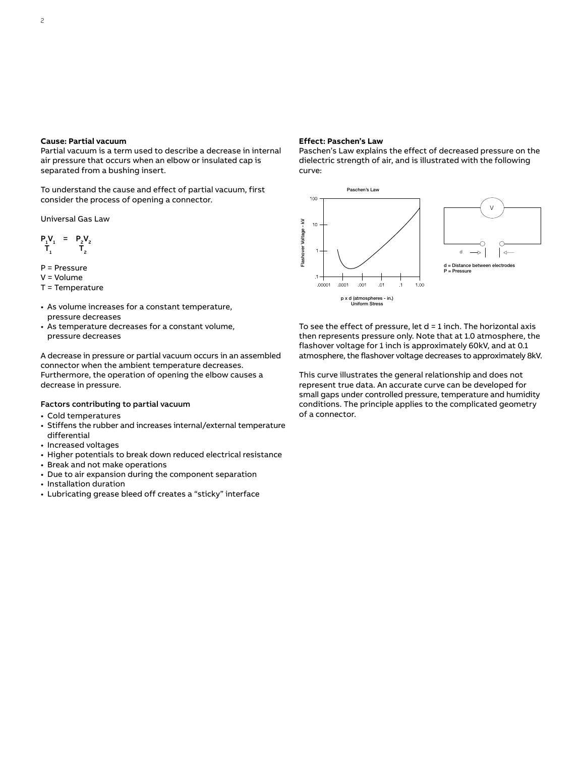### Cause: Partial vacuum

Partial vacuum is a term used to describe a decrease in internal air pressure that occurs when an elbow or insulated cap is separated from a bushing insert.

To understand the cause and effect of partial vacuum, first consider the process of opening a connector.

Universal Gas Law

$$\frac{P_1 V_1}{T_1} = \frac{P_2 V_2}{T_2}$$

P = Pressure
V = Volume
T = Temperature

- As volume increases for a constant temperature, pressure decreases
- As temperature decreases for a constant volume, pressure decreases

A decrease in pressure or partial vacuum occurs in an assembled connector when the ambient temperature decreases. Furthermore, the operation of opening the elbow causes a decrease in pressure.

#### Factors contributing to partial vacuum

- Cold temperatures
- Stiffens the rubber and increases internal/external temperature differential
- Increased voltages
- Higher potentials to break down reduced electrical resistance
- Break and not make operations
- Due to air expansion during the component separation
- Installation duration
- Lubricating grease bleed off creates a "sticky" interface

### Effect: Paschen's Law

Paschen's Law explains the effect of decreased pressure on the dielectric strength of air, and is illustrated with the following curve:

Paschen's Law

Flashover Voltage - kV (100, 10, 1, .1)

p x d (atmospheres - in.) Uniform Stress (.00001, .0001, .001, .01, .1, 1.00)

d = Distance between electrodes
P = Pressure

To see the effect of pressure, let d = 1 inch. The horizontal axis then represents pressure only. Note that at 1.0 atmosphere, the flashover voltage for 1 inch is approximately 60kV, and at 0.1 atmosphere, the flashover voltage decreases to approximately 8kV.

This curve illustrates the general relationship and does not represent true data. An accurate curve can be developed for small gaps under controlled pressure, temperature and humidity conditions. The principle applies to the complicated geometry of a connector.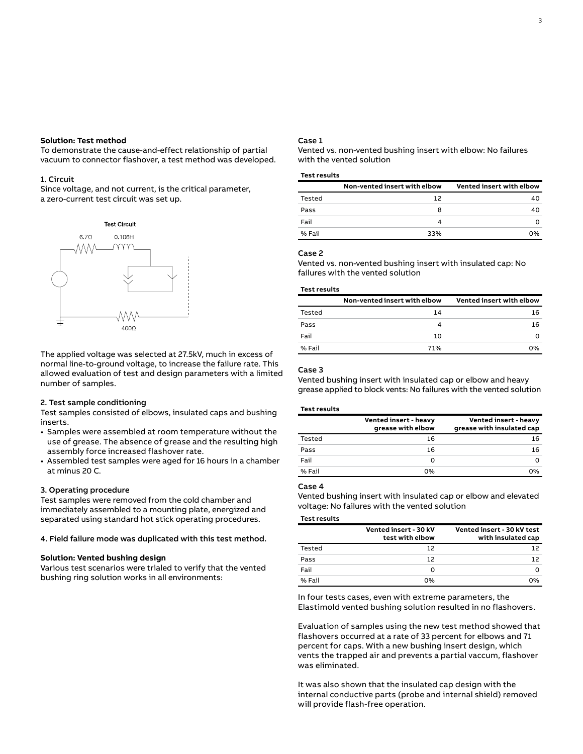**Solution: Test method**

To demonstrate the cause-and-effect relationship of partial vacuum to connector flashover, a test method was developed.

**1. Circuit**

Since voltage, and not current, is the critical parameter, a zero-current test circuit was set up.

Test Circuit

6.7Ω 0.106H

400Ω

The applied voltage was selected at 27.5kV, much in excess of normal line-to-ground voltage, to increase the failure rate. This allowed evaluation of test and design parameters with a limited number of samples.

**2. Test sample conditioning**

Test samples consisted of elbows, insulated caps and bushing inserts.

- Samples were assembled at room temperature without the use of grease. The absence of grease and the resulting high assembly force increased flashover rate.
- Assembled test samples were aged for 16 hours in a chamber at minus 20 C.

**3. Operating procedure**

Test samples were removed from the cold chamber and immediately assembled to a mounting plate, energized and separated using standard hot stick operating procedures.

**4. Field failure mode was duplicated with this test method.**

**Solution: Vented bushing design**

Various test scenarios were trialed to verify that the vented bushing ring solution works in all environments:

**Case 1**

Vented vs. non-vented bushing insert with elbow: No failures with the vented solution

**Test results**

| | Non-vented insert with elbow | Vented insert with elbow |
|---|---|---|
| Tested | 12 | 40 |
| Pass | 8 | 40 |
| Fail | 4 | 0 |
| % Fail | 33% | 0% |

**Case 2**

Vented vs. non-vented bushing insert with insulated cap: No failures with the vented solution

**Test results**

| | Non-vented insert with elbow | Vented insert with elbow |
|---|---|---|
| Tested | 14 | 16 |
| Pass | 4 | 16 |
| Fail | 10 | 0 |
| % Fail | 71% | 0% |

**Case 3**

Vented bushing insert with insulated cap or elbow and heavy grease applied to block vents: No failures with the vented solution

**Test results**

| | Vented insert - heavy grease with elbow | Vented insert - heavy grease with insulated cap |
|---|---|---|
| Tested | 16 | 16 |
| Pass | 16 | 16 |
| Fail | 0 | 0 |
| % Fail | 0% | 0% |

**Case 4**

Vented bushing insert with insulated cap or elbow and elevated voltage: No failures with the vented solution

**Test results**

| | Vented insert - 30 kV test with elbow | Vented insert - 30 kV test with insulated cap |
|---|---|---|
| Tested | 12 | 12 |
| Pass | 12 | 12 |
| Fail | 0 | 0 |
| % Fail | 0% | 0% |

In four tests cases, even with extreme parameters, the Elastimold vented bushing solution resulted in no flashovers.

Evaluation of samples using the new test method showed that flashovers occurred at a rate of 33 percent for elbows and 71 percent for caps. With a new bushing insert design, which vents the trapped air and prevents a partial vaccum, flashover was eliminated.

It was also shown that the insulated cap design with the internal conductive parts (probe and internal shield) removed will provide flash-free operation.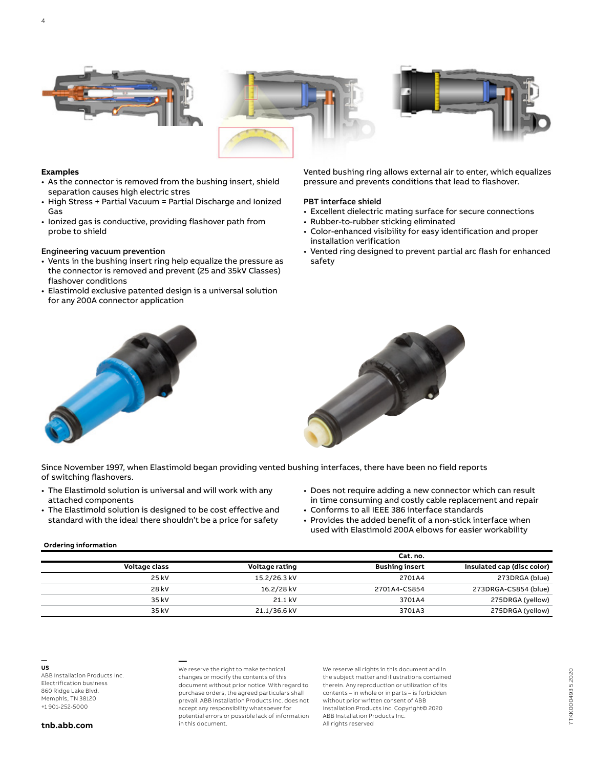**Examples**

- As the connector is removed from the bushing insert, shield separation causes high electric stres
- High Stress + Partial Vacuum = Partial Discharge and Ionized Gas
- Ionized gas is conductive, providing flashover path from probe to shield

**Engineering vacuum prevention**

- Vents in the bushing insert ring help equalize the pressure as the connector is removed and prevent (25 and 35kV Classes) flashover conditions
- Elastimold exclusive patented design is a universal solution for any 200A connector application

Vented bushing ring allows external air to enter, which equalizes pressure and prevents conditions that lead to flashover.

**PBT interface shield**

- Excellent dielectric mating surface for secure connections
- Rubber-to-rubber sticking eliminated
- Color-enhanced visibility for easy identification and proper installation verification
- Vented ring designed to prevent partial arc flash for enhanced safety

Since November 1997, when Elastimold began providing vented bushing interfaces, there have been no field reports of switching flashovers.

- The Elastimold solution is universal and will work with any attached components
- The Elastimold solution is designed to be cost effective and standard with the ideal there shouldn't be a price for safety
- Does not require adding a new connector which can result in time consuming and costly cable replacement and repair
- Conforms to all IEEE 386 interface standards
- Provides the added benefit of a non-stick interface when used with Elastimold 200A elbows for easier workability

**Ordering information**

| | | Cat. no. | |
|---|---|---|---|
| **Voltage class** | **Voltage rating** | **Bushing insert** | **Insulated cap (disc color)** |
| 25 kV | 15.2/26.3 kV | 2701A4 | 273DRGA (blue) |
| 28 kV | 16.2/28 kV | 2701A4-CS854 | 273DRGA-CS854 (blue) |
| 35 kV | 21.1 kV | 3701A4 | 275DRGA (yellow) |
| 35 kV | 21.1/36.6 kV | 3701A3 | 275DRGA (yellow) |

—
**US**
ABB Installation Products Inc.
Electrification business
860 Ridge Lake Blvd.
Memphis, TN 38120
+1 901-252-5000

**tnb.abb.com**

—
We reserve the right to make technical changes or modify the contents of this document without prior notice. With regard to purchase orders, the agreed particulars shall prevail. ABB Installation Products Inc. does not accept any responsibility whatsoever for potential errors or possible lack of information in this document.

We reserve all rights in this document and in the subject matter and illustrations contained therein. Any reproduction or utilization of its contents – in whole or in parts – is forbidden without prior written consent of ABB Installation Products Inc. Copyright© 2020 ABB Installation Products Inc.
All rights reserved

7TKK000493 5.2020